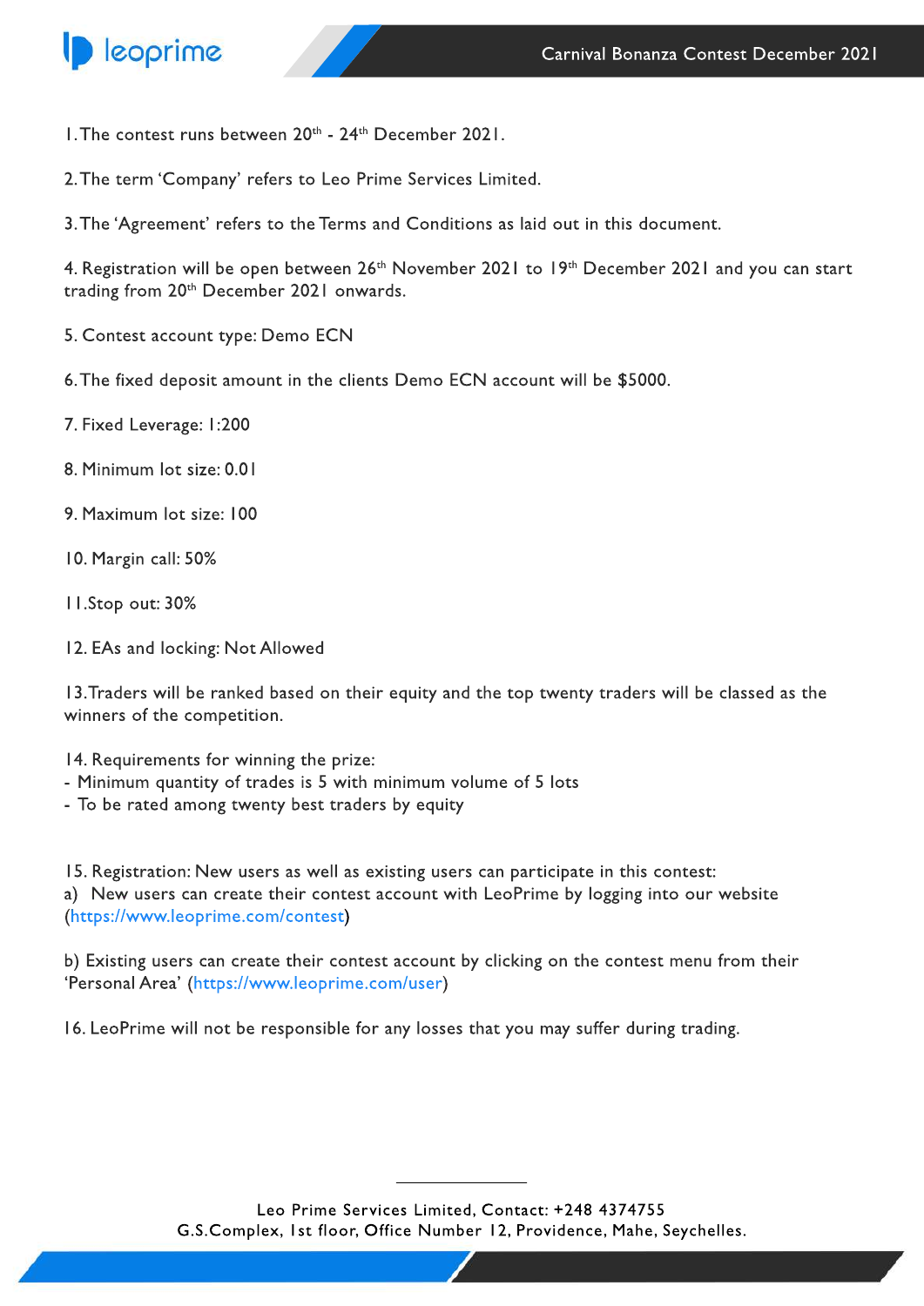# Carnival Bonanza Contest December 2021

1. The contest runs between 20th - 24th December 2021.

2. The term 'Company' refers to Leo Prime Services Limited.

3. The 'Agreement' refers to the Terms and Conditions as laid out in this document.

4. Registration will be open between 26th November 2021 to 19th December 2021 and you can start trading from 20th December 2021 onwards.

5. Contest account type: Demo ECN

6. The fixed deposit amount in the clients Demo ECN account will be $5000.

7. Fixed Leverage: 1:200

8. Minimum lot size: 0.01

9. Maximum lot size: 100

10. Margin call: 50%

11. Stop out: 30%

12. EAs and locking: Not Allowed

13. Traders will be ranked based on their equity and the top twenty traders will be classed as the winners of the competition.

14. Requirements for winning the prize:
- Minimum quantity of trades is 5 with minimum volume of 5 lots
- To be rated among twenty best traders by equity

15. Registration: New users as well as existing users can participate in this contest:

a) New users can create their contest account with LeoPrime by logging into our website (https://www.leoprime.com/contest)

b) Existing users can create their contest account by clicking on the contest menu from their 'Personal Area' (https://www.leoprime.com/user)

16. LeoPrime will not be responsible for any losses that you may suffer during trading.

Leo Prime Services Limited, Contact: +248 4374755
G.S.Complex, 1st floor, Office Number 12, Providence, Mahe, Seychelles.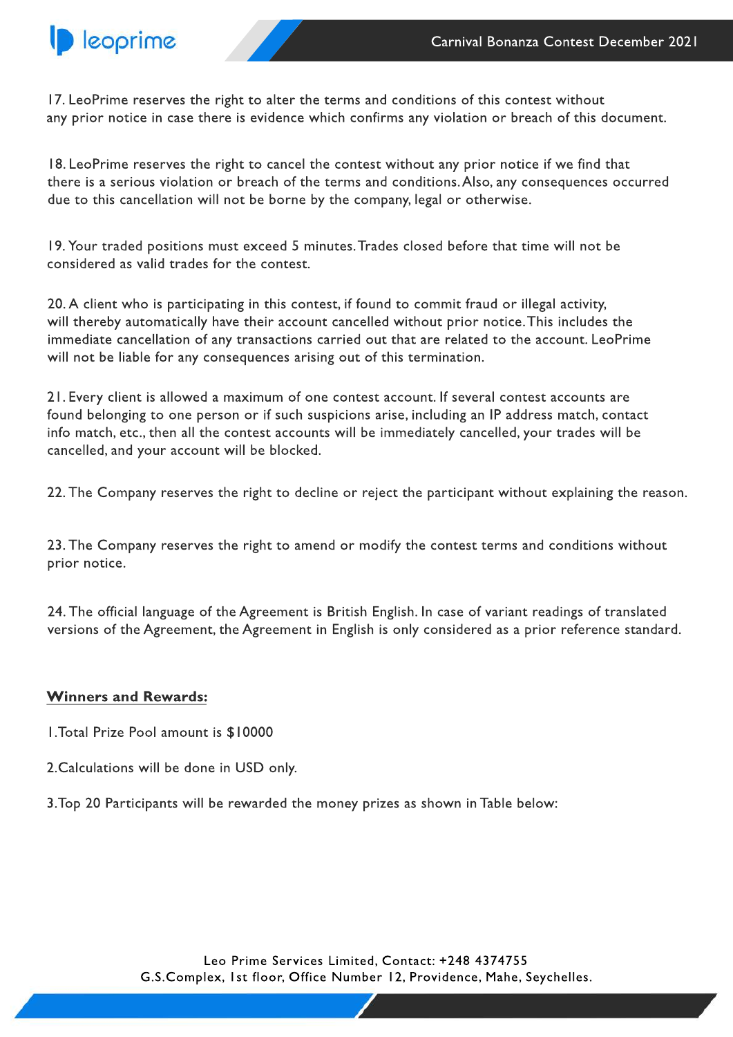17. LeoPrime reserves the right to alter the terms and conditions of this contest without any prior notice in case there is evidence which confirms any violation or breach of this document.

18. LeoPrime reserves the right to cancel the contest without any prior notice if we find that there is a serious violation or breach of the terms and conditions. Also, any consequences occurred due to this cancellation will not be borne by the company, legal or otherwise.

19. Your traded positions must exceed 5 minutes. Trades closed before that time will not be considered as valid trades for the contest.

20. A client who is participating in this contest, if found to commit fraud or illegal activity, will thereby automatically have their account cancelled without prior notice. This includes the immediate cancellation of any transactions carried out that are related to the account. LeoPrime will not be liable for any consequences arising out of this termination.

21. Every client is allowed a maximum of one contest account. If several contest accounts are found belonging to one person or if such suspicions arise, including an IP address match, contact info match, etc., then all the contest accounts will be immediately cancelled, your trades will be cancelled, and your account will be blocked.

22. The Company reserves the right to decline or reject the participant without explaining the reason.

23. The Company reserves the right to amend or modify the contest terms and conditions without prior notice.

24. The official language of the Agreement is British English. In case of variant readings of translated versions of the Agreement, the Agreement in English is only considered as a prior reference standard.

**Winners and Rewards:**

1. Total Prize Pool amount is $10000

2. Calculations will be done in USD only.

3. Top 20 Participants will be rewarded the money prizes as shown in Table below: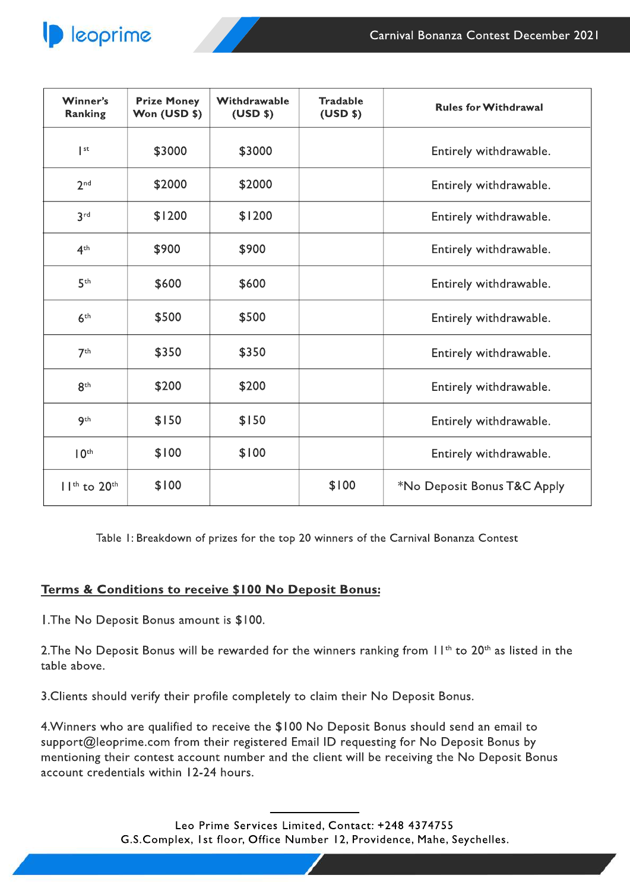| Winner's Ranking | Prize Money Won (USD $) | Withdrawable (USD $) | Tradable (USD $) | Rules for Withdrawal |
|---|---|---|---|---|
| 1st | $3000 | $3000 | | Entirely withdrawable. |
| 2nd | $2000 | $2000 | | Entirely withdrawable. |
| 3rd | $1200 | $1200 | | Entirely withdrawable. |
| 4th | $900 | $900 | | Entirely withdrawable. |
| 5th | $600 | $600 | | Entirely withdrawable. |
| 6th | $500 | $500 | | Entirely withdrawable. |
| 7th | $350 | $350 | | Entirely withdrawable. |
| 8th | $200 | $200 | | Entirely withdrawable. |
| 9th | $150 | $150 | | Entirely withdrawable. |
| 10th | $100 | $100 | | Entirely withdrawable. |
| 11th to 20th | $100 | | $100 | *No Deposit Bonus T&C Apply |

Table 1: Breakdown of prizes for the top 20 winners of the Carnival Bonanza Contest

**Terms & Conditions to receive $100 No Deposit Bonus:**

1.The No Deposit Bonus amount is $100.

2.The No Deposit Bonus will be rewarded for the winners ranking from 11th to 20th as listed in the table above.

3.Clients should verify their profile completely to claim their No Deposit Bonus.

4.Winners who are qualified to receive the $100 No Deposit Bonus should send an email to support@leoprime.com from their registered Email ID requesting for No Deposit Bonus by mentioning their contest account number and the client will be receiving the No Deposit Bonus account credentials within 12-24 hours.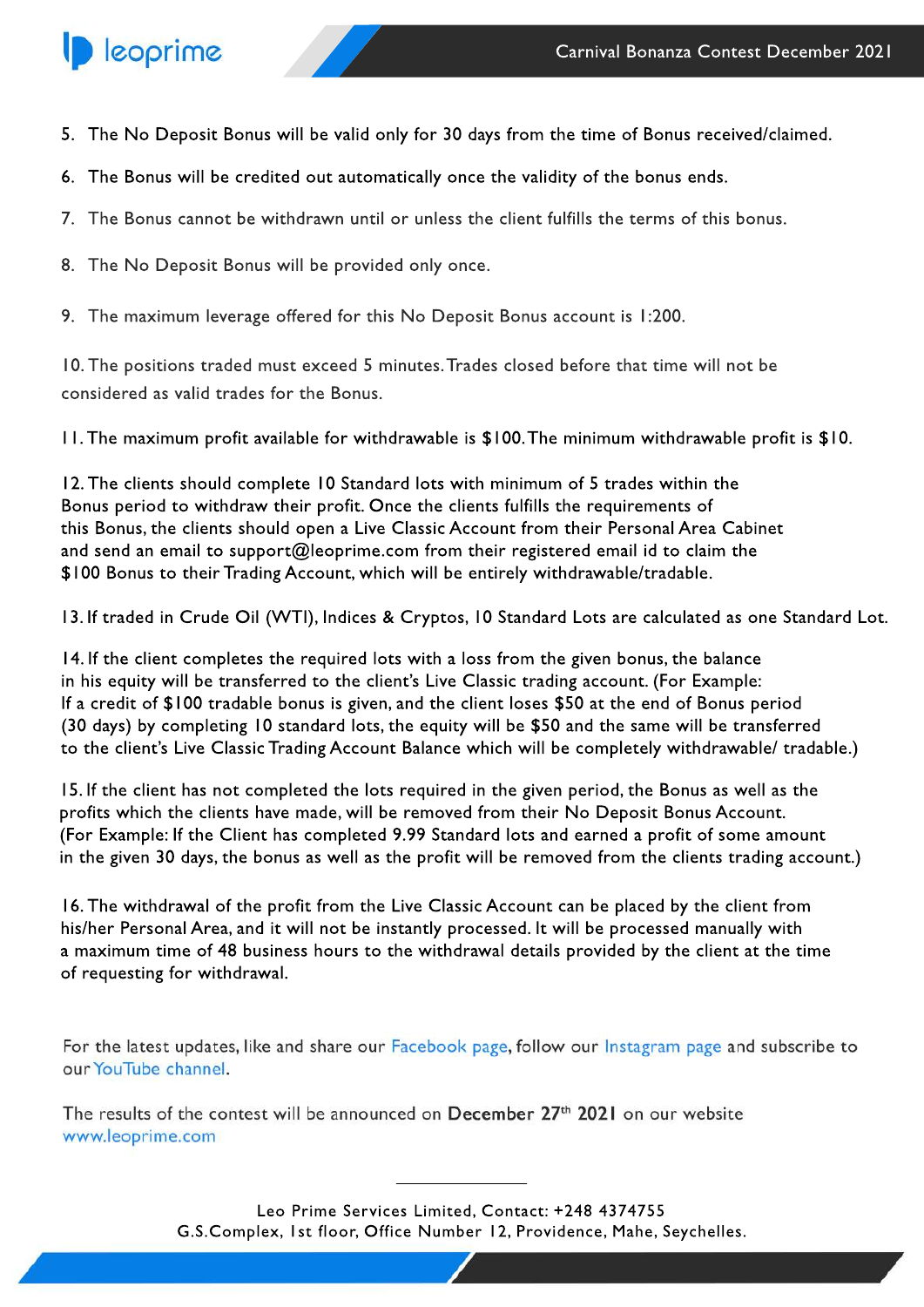5. The No Deposit Bonus will be valid only for 30 days from the time of Bonus received/claimed.
6. The Bonus will be credited out automatically once the validity of the bonus ends.
7. The Bonus cannot be withdrawn until or unless the client fulfills the terms of this bonus.
8. The No Deposit Bonus will be provided only once.
9. The maximum leverage offered for this No Deposit Bonus account is 1:200.
10. The positions traded must exceed 5 minutes. Trades closed before that time will not be considered as valid trades for the Bonus.
11. The maximum profit available for withdrawable is $100. The minimum withdrawable profit is $10.
12. The clients should complete 10 Standard lots with minimum of 5 trades within the Bonus period to withdraw their profit. Once the clients fulfills the requirements of this Bonus, the clients should open a Live Classic Account from their Personal Area Cabinet and send an email to support@leoprime.com from their registered email id to claim the $100 Bonus to their Trading Account, which will be entirely withdrawable/tradable.
13. If traded in Crude Oil (WTI), Indices & Cryptos, 10 Standard Lots are calculated as one Standard Lot.
14. If the client completes the required lots with a loss from the given bonus, the balance in his equity will be transferred to the client's Live Classic trading account. (For Example: If a credit of $100 tradable bonus is given, and the client loses $50 at the end of Bonus period (30 days) by completing 10 standard lots, the equity will be $50 and the same will be transferred to the client's Live Classic Trading Account Balance which will be completely withdrawable/ tradable.)
15. If the client has not completed the lots required in the given period, the Bonus as well as the profits which the clients have made, will be removed from their No Deposit Bonus Account. (For Example: If the Client has completed 9.99 Standard lots and earned a profit of some amount in the given 30 days, the bonus as well as the profit will be removed from the clients trading account.)
16. The withdrawal of the profit from the Live Classic Account can be placed by the client from his/her Personal Area, and it will not be instantly processed. It will be processed manually with a maximum time of 48 business hours to the withdrawal details provided by the client at the time of requesting for withdrawal.

For the latest updates, like and share our Facebook page, follow our Instagram page and subscribe to our YouTube channel.

The results of the contest will be announced on **December 27th 2021** on our website www.leoprime.com

Leo Prime Services Limited, Contact: +248 4374755
G.S.Complex, 1st floor, Office Number 12, Providence, Mahe, Seychelles.